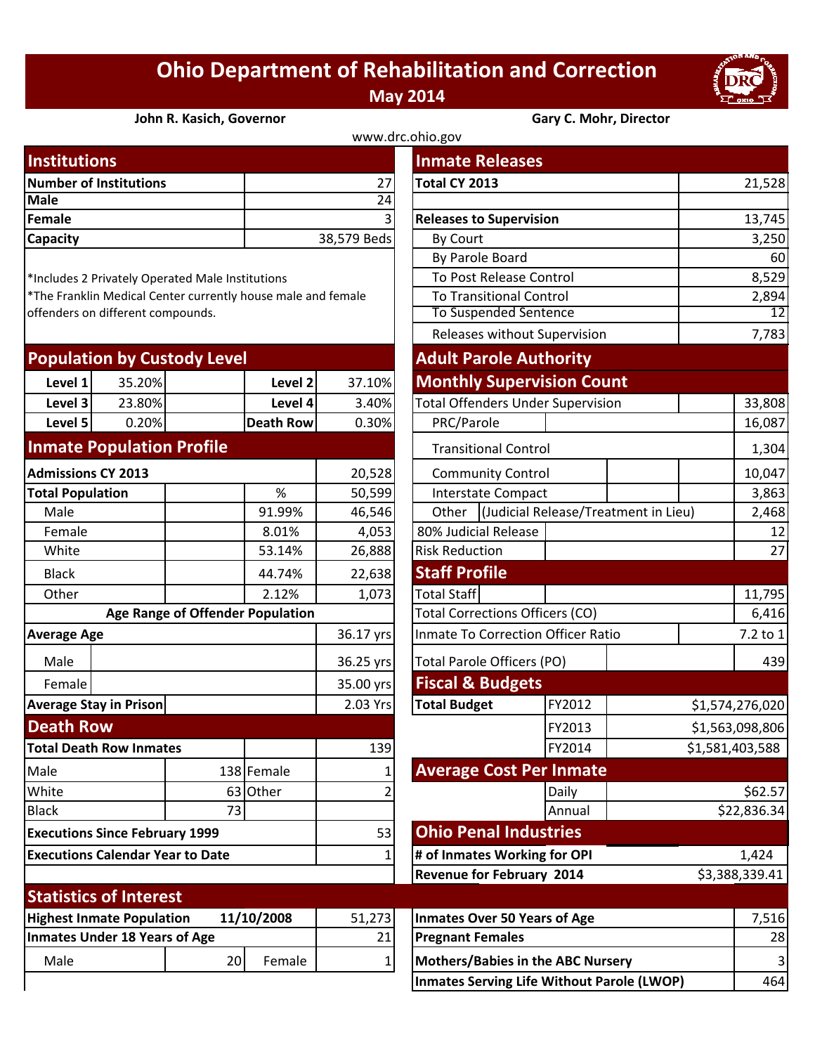# Ohio Department of Rehabilitation and Correction

**May 2014**

**John R. Kasich, Governor** | **Gary C. Mohr, Director**

www.drc.ohio.gov

## Institutions

| | |
|---|---|
| **Number of Institutions** | 27 |
| **Male** | 24 |
| **Female** | 3 |
| **Capacity** | 38,579 Beds |

*Includes 2 Privately Operated Male Institutions

*The Franklin Medical Center currently house male and female offenders on different compounds.

## Population by Custody Level

| | | | |
|---|---|---|---|
| **Level 1** | 35.20% | **Level 2** | 37.10% |
| **Level 3** | 23.80% | **Level 4** | 3.40% |
| **Level 5** | 0.20% | **Death Row** | 0.30% |

## Inmate Population Profile

| | | |
|---|---|---|
| **Admissions CY 2013** | | 20,528 |
| **Total Population** | % | 50,599 |
| Male | 91.99% | 46,546 |
| Female | 8.01% | 4,053 |
| White | 53.14% | 26,888 |
| Black | 44.74% | 22,638 |
| Other | 2.12% | 1,073 |

**Age Range of Offender Population**

| | |
|---|---|
| **Average Age** | 36.17 yrs |
| Male | 36.25 yrs |
| Female | 35.00 yrs |
| **Average Stay in Prison** | 2.03 Yrs |

## Death Row

| | | | |
|---|---|---|---|
| **Total Death Row Inmates** | | | 139 |
| Male | 138 | Female | 1 |
| White | 63 | Other | 2 |
| Black | 73 | | |
| **Executions Since February 1999** | | | 53 |
| **Executions Calendar Year to Date** | | | 1 |

## Inmate Releases

| | |
|---|---|
| **Total CY 2013** | 21,528 |
| **Releases to Supervision** | 13,745 |
| By Court | 3,250 |
| By Parole Board | 60 |
| To Post Release Control | 8,529 |
| To Transitional Control | 2,894 |
| To Suspended Sentence | 12 |
| Releases without Supervision | 7,783 |

## Adult Parole Authority

### Monthly Supervision Count

| | |
|---|---|
| Total Offenders Under Supervision | 33,808 |
| PRC/Parole | 16,087 |
| Transitional Control | 1,304 |
| Community Control | 10,047 |
| Interstate Compact | 3,863 |
| Other (Judicial Release/Treatment in Lieu) | 2,468 |
| 80% Judicial Release | 12 |
| Risk Reduction | 27 |

## Staff Profile

| | |
|---|---|
| Total Staff | 11,795 |
| Total Corrections Officers (CO) | 6,416 |
| Inmate To Correction Officer Ratio | 7.2 to 1 |
| Total Parole Officers (PO) | 439 |

## Fiscal & Budgets

| | | |
|---|---|---|
| **Total Budget** | FY2012 | $1,574,276,020 |
| | FY2013 | $1,563,098,806 |
| | FY2014 | $1,581,403,588 |

## Average Cost Per Inmate

| | |
|---|---|
| Daily | $62.57 |
| Annual | $22,836.34 |

## Ohio Penal Industries

| | |
|---|---|
| **# of Inmates Working for OPI** | 1,424 |
| **Revenue for February 2014** | $3,388,339.41 |

## Statistics of Interest

| | | | |
|---|---|---|---|
| **Highest Inmate Population** | **11/10/2008** | | 51,273 |
| **Inmates Under 18 Years of Age** | | | 21 |
| Male | 20 | Female | 1 |

| | |
|---|---|
| **Inmates Over 50 Years of Age** | 7,516 |
| **Pregnant Females** | 28 |
| **Mothers/Babies in the ABC Nursery** | 3 |
| **Inmates Serving Life Without Parole (LWOP)** | 464 |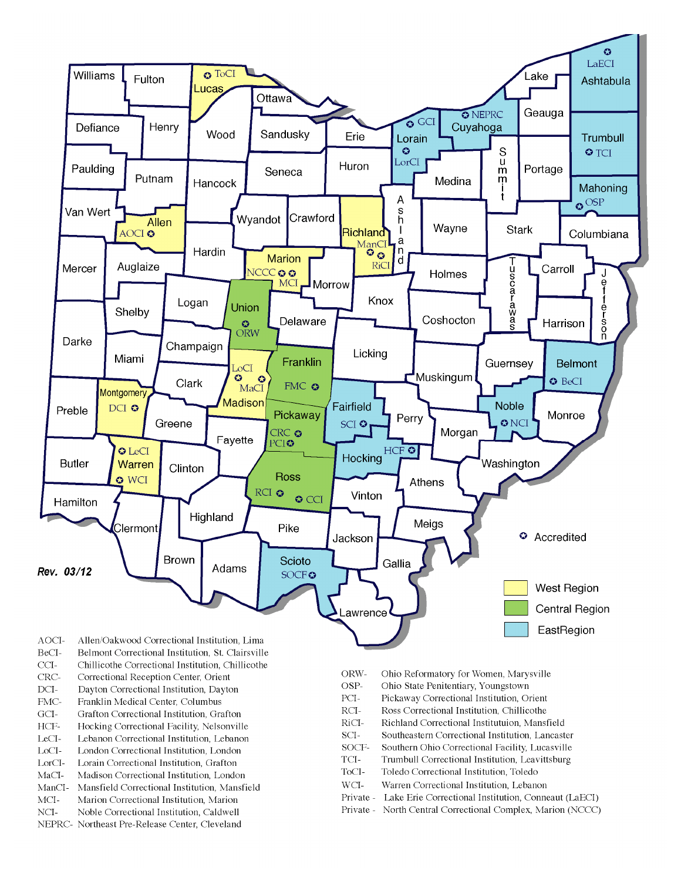Rev. 03/12

Accredited

West Region

Central Region

EastRegion

| | |
|---|---|
| AOCI- | Allen/Oakwood Correctional Institution, Lima |
| BeCI- | Belmont Correctional Institution, St. Clairsville |
| CCI- | Chillicothe Correctional Institution, Chillicothe |
| CRC- | Correctional Reception Center, Orient |
| DCI- | Dayton Correctional Institution, Dayton |
| FMC- | Franklin Medical Center, Columbus |
| GCI- | Grafton Correctional Institution, Grafton |
| HCF- | Hocking Correctional Facility, Nelsonville |
| LeCI- | Lebanon Correctional Institution, Lebanon |
| LoCI- | London Correctional Institution, London |
| LorCI- | Lorain Correctional Institution, Grafton |
| MaCI- | Madison Correctional Institution, London |
| ManCI- | Mansfield Correctional Institution, Mansfield |
| MCI- | Marion Correctional Institution, Marion |
| NCI- | Noble Correctional Institution, Caldwell |
| NEPRC- | Northeast Pre-Release Center, Cleveland |
| ORW- | Ohio Reformatory for Women, Marysville |
| OSP- | Ohio State Penitentiary, Youngstown |
| PCI- | Pickaway Correctional Institution, Orient |
| RCI- | Ross Correctional Institution, Chillicothe |
| RiCI- | Richland Correctional Instituttuion, Mansfield |
| SCI- | Southeastern Correctional Institution, Lancaster |
| SOCF- | Southern Ohio Correctional Facility, Lucasville |
| TCI- | Trumbull Correctional Institution, Leavittsburg |
| ToCI- | Toledo Correctional Institution, Toledo |
| WCI- | Warren Correctional Institution, Lebanon |
| Private - | Lake Erie Correctional Institution, Conneaut (LaECI) |
| Private - | North Central Correctional Complex, Marion (NCCC) |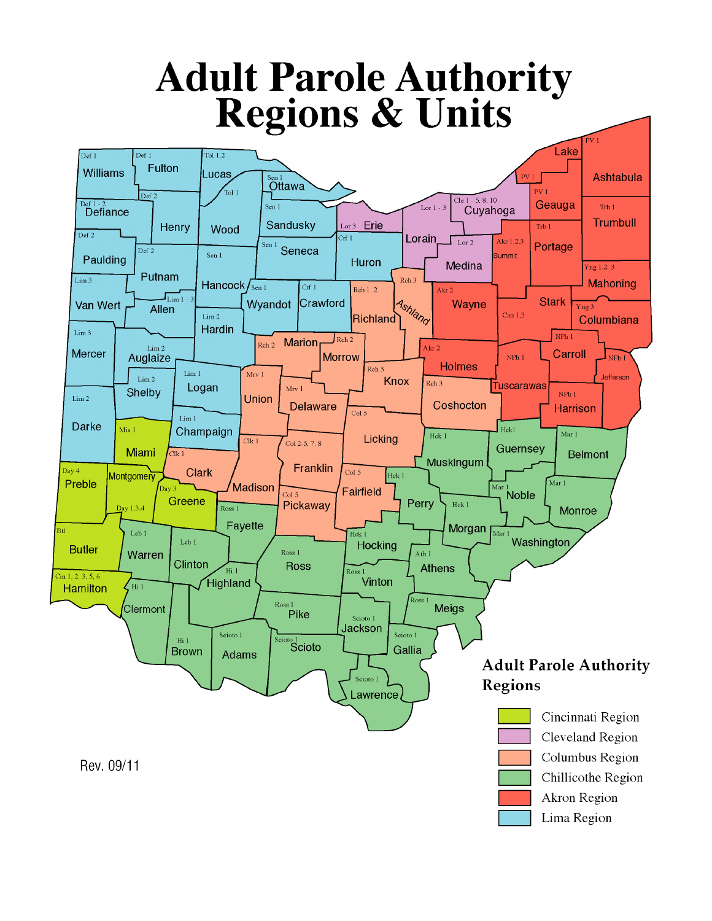# Adult Parole Authority Regions & Units

Def 1 Williams
Def 1 Fulton
Tol 1,2 Lucas
Sen 1 Ottawa
Tol 1
Def 1 - 2 Defiance
Def 2 Henry
Wood
Sen 1 Sandusky
Lor 3 Erie
Lor 1 - 3 Lorain
Cle 1 - 5, 8, 10 Cuyahoga
PV 1 Lake
PV 1 Ashtabula
PV 1 Geauga
Trb 1 Trumbull
Def 2 Paulding
Def 2 Putnam
Sen 1 Hancock
Sen 1 Seneca
Crf 1 Huron
Lor 2 Medina
Akr 1,2,3 Summit
Trb 1 Portage
Yng 1,2, 3 Mahoning
Lim 3 Van Wert
Lim 1 - 3 Allen
Sen 1 Wyandot
Crf 1 Crawford
Rch 1, 2 Richland
Rch 3 Ashland
Akr 2 Wayne
Stark
Can 1,3
Yng 3 Columbiana
Lim 3 Mercer
Lim 2 Auglaize
Lim 2 Hardin
Rch 2 Marion
Rch 2 Morrow
Rch 3 Knox
Akr 2 Holmes
NPh 1 Tuscarawas
NPh 1 Carroll
NPh 1 Jefferson
Lim 2 Shelby
Lim 1 Logan
Mrv 1 Union
Mrv 1 Delaware
Rch 3 Coshocton
NPh 1 Harrison
Lim 2 Darke
Mia 1 Miami
Lim 1 Champaign
Clk 1 Clark
Col 5 Licking
Hck 1 Muskingum
Hck1 Guernsey
Mar 1 Belmont
Day 4 Preble
Montgomery
Day 1,3,4
Day 3 Greene
Clk 1 Madison
Col 2-5, 7, 8 Franklin
Col 5 Fairfield
Hck 1 Perry
Mar 1 Noble
Mar 1 Monroe
Ross 1 Fayette
Col 5 Pickaway
Hck 1 Morgan
Btl Butler
Leb 1 Warren
Leb 1 Clinton
Hck 1 Hocking
Mar 1 Washington
Ath 1 Athens
Cin 1, 2, 3, 5, 6 Hamilton
Hi 1 Clermont
Hi 1 Highland
Ross 1 Ross
Ross 1 Vinton
Ross 1 Pike
Ross 1 Meigs
Scioto 1 Jackson
Hi 1 Brown
Scioto 1 Adams
Scioto 1 Scioto
Scioto 1 Gallia
Scioto 1 Lawrence

**Adult Parole Authority Regions**

- Cincinnati Region
- Cleveland Region
- Columbus Region
- Chillicothe Region
- Akron Region
- Lima Region

Rev. 09/11